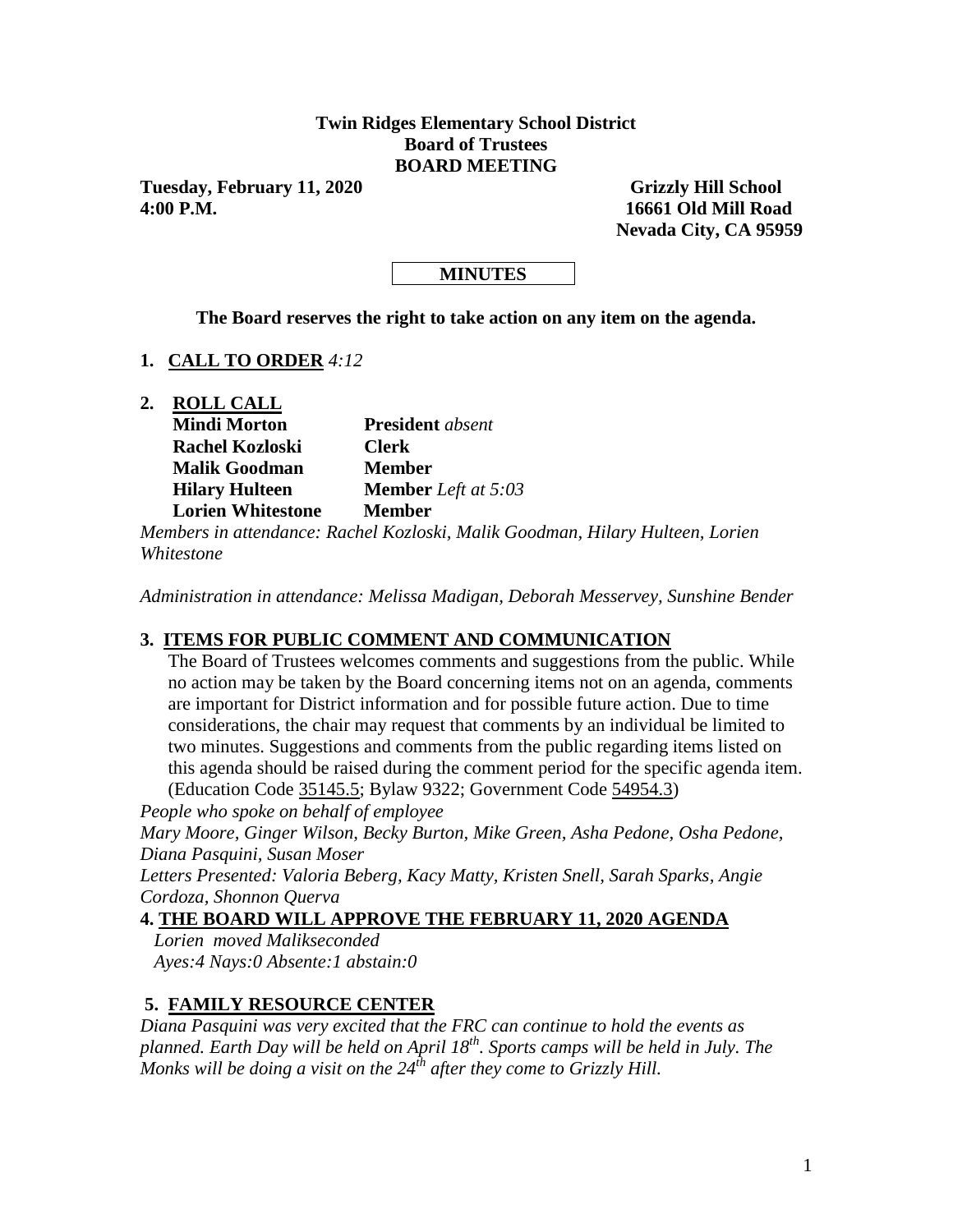**Twin Ridges Elementary School District**
**Board of Trustees**
**BOARD MEETING**

**Tuesday, February 11, 2020** **Grizzly Hill School**
**4:00 P.M.** **16661 Old Mill Road**
**Nevada City, CA 95959**

**MINUTES**

**The Board reserves the right to take action on any item on the agenda.**

**1. CALL TO ORDER** *4:12*

**2. ROLL CALL**

| | |
|---|---|
| **Mindi Morton** | **President** *absent* |
| **Rachel Kozloski** | **Clerk** |
| **Malik Goodman** | **Member** |
| **Hilary Hulteen** | **Member** *Left at 5:03* |
| **Lorien Whitestone** | **Member** |

*Members in attendance: Rachel Kozloski, Malik Goodman, Hilary Hulteen, Lorien Whitestone*

*Administration in attendance: Melissa Madigan, Deborah Messervey, Sunshine Bender*

**3. ITEMS FOR PUBLIC COMMENT AND COMMUNICATION**

The Board of Trustees welcomes comments and suggestions from the public. While no action may be taken by the Board concerning items not on an agenda, comments are important for District information and for possible future action. Due to time considerations, the chair may request that comments by an individual be limited to two minutes. Suggestions and comments from the public regarding items listed on this agenda should be raised during the comment period for the specific agenda item. (Education Code 35145.5; Bylaw 9322; Government Code 54954.3)

*People who spoke on behalf of employee*

*Mary Moore, Ginger Wilson, Becky Burton, Mike Green, Asha Pedone, Osha Pedone, Diana Pasquini, Susan Moser*

*Letters Presented: Valoria Beberg, Kacy Matty, Kristen Snell, Sarah Sparks, Angie Cordoza, Shonnon Querva*

**4. THE BOARD WILL APPROVE THE FEBRUARY 11, 2020 AGENDA**

*Lorien moved Malikseconded*

*Ayes:4 Nays:0 Absente:1 abstain:0*

**5. FAMILY RESOURCE CENTER**

*Diana Pasquini was very excited that the FRC can continue to hold the events as planned. Earth Day will be held on April 18th. Sports camps will be held in July. The Monks will be doing a visit on the 24th after they come to Grizzly Hill.*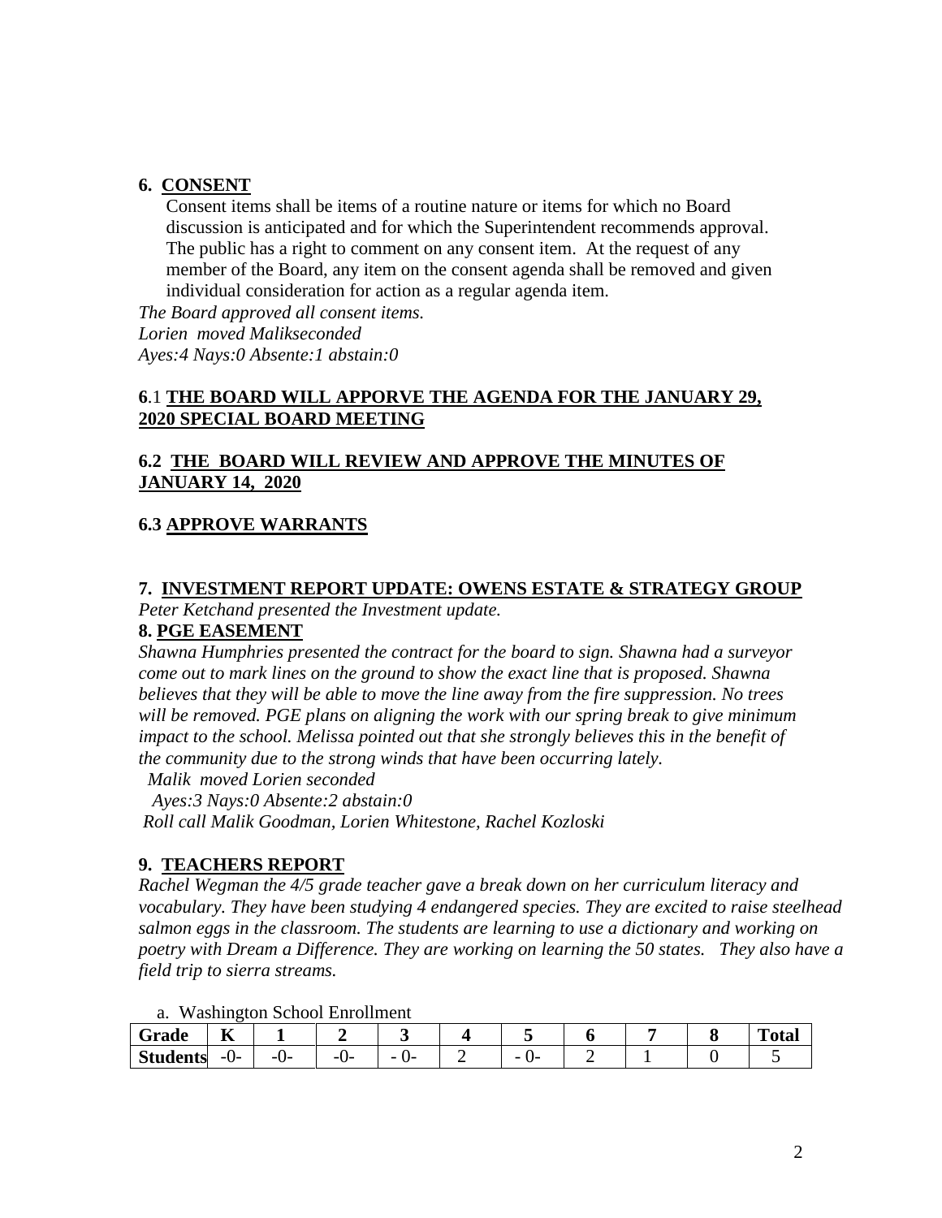**6. CONSENT**

Consent items shall be items of a routine nature or items for which no Board discussion is anticipated and for which the Superintendent recommends approval. The public has a right to comment on any consent item. At the request of any member of the Board, any item on the consent agenda shall be removed and given individual consideration for action as a regular agenda item.

*The Board approved all consent items.*
*Lorien moved Malikseconded*
*Ayes:4 Nays:0 Absente:1 abstain:0*

**6.1 THE BOARD WILL APPORVE THE AGENDA FOR THE JANUARY 29, 2020 SPECIAL BOARD MEETING**

**6.2 THE BOARD WILL REVIEW AND APPROVE THE MINUTES OF JANUARY 14, 2020**

**6.3 APPROVE WARRANTS**

**7. INVESTMENT REPORT UPDATE: OWENS ESTATE & STRATEGY GROUP**

*Peter Ketchand presented the Investment update.*

**8. PGE EASEMENT**

*Shawna Humphries presented the contract for the board to sign. Shawna had a surveyor come out to mark lines on the ground to show the exact line that is proposed. Shawna believes that they will be able to move the line away from the fire suppression. No trees will be removed. PGE plans on aligning the work with our spring break to give minimum impact to the school. Melissa pointed out that she strongly believes this in the benefit of the community due to the strong winds that have been occurring lately.*

*Malik moved Lorien seconded*
*Ayes:3 Nays:0 Absente:2 abstain:0*
*Roll call Malik Goodman, Lorien Whitestone, Rachel Kozloski*

**9. TEACHERS REPORT**

*Rachel Wegman the 4/5 grade teacher gave a break down on her curriculum literacy and vocabulary. They have been studying 4 endangered species. They are excited to raise steelhead salmon eggs in the classroom. The students are learning to use a dictionary and working on poetry with Dream a Difference. They are working on learning the 50 states. They also have a field trip to sierra streams.*

a. Washington School Enrollment

| Grade | K | 1 | 2 | 3 | 4 | 5 | 6 | 7 | 8 | Total |
|---|---|---|---|---|---|---|---|---|---|---|
| Students | -0- | -0- | -0- | - 0- | 2 | - 0- | 2 | 1 | 0 | 5 |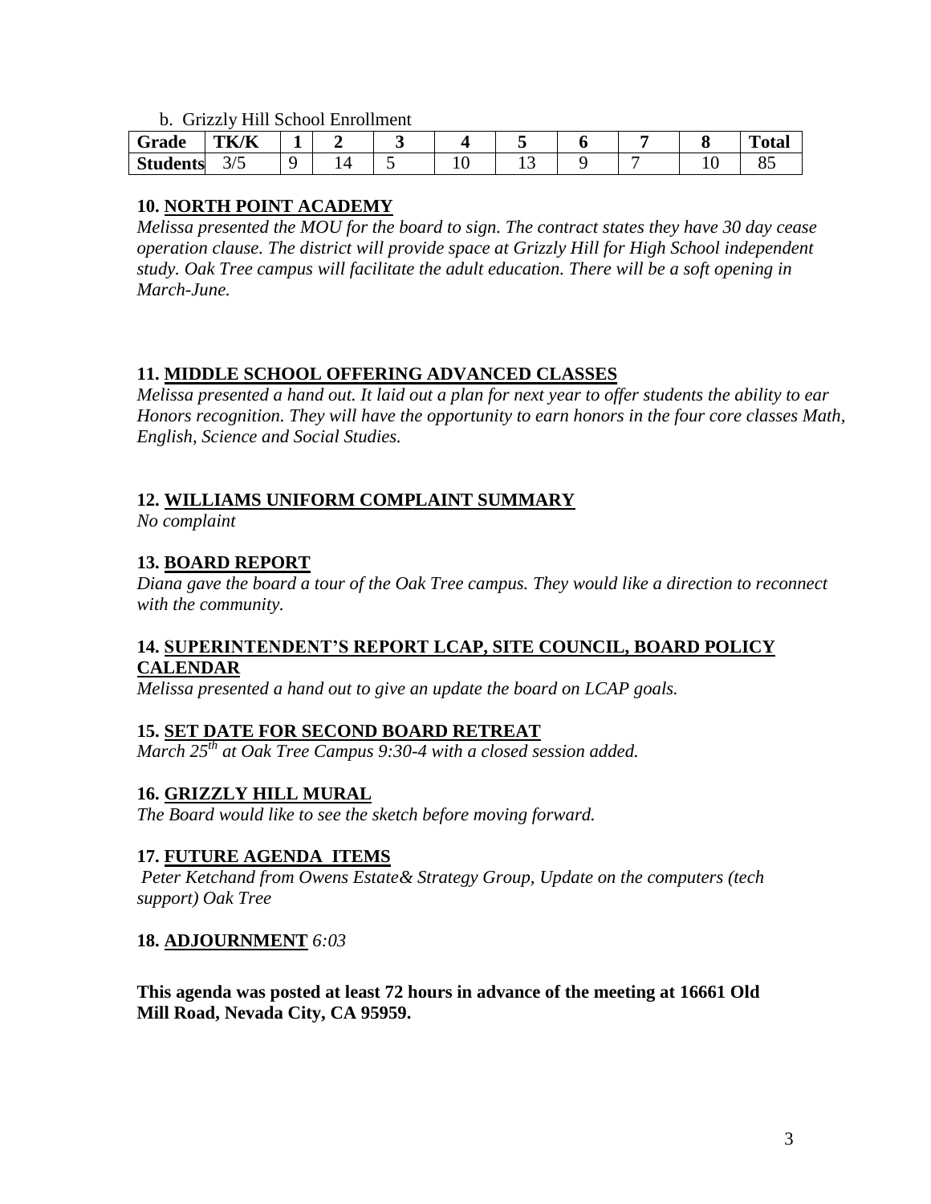b. Grizzly Hill School Enrollment

| Grade | TK/K | 1 | 2 | 3 | 4 | 5 | 6 | 7 | 8 | Total |
|---|---|---|---|---|---|---|---|---|---|---|
| Students | 3/5 | 9 | 14 | 5 | 10 | 13 | 9 | 7 | 10 | 85 |

**10. NORTH POINT ACADEMY**

*Melissa presented the MOU for the board to sign. The contract states they have 30 day cease operation clause. The district will provide space at Grizzly Hill for High School independent study. Oak Tree campus will facilitate the adult education. There will be a soft opening in March-June.*

**11. MIDDLE SCHOOL OFFERING ADVANCED CLASSES**

*Melissa presented a hand out. It laid out a plan for next year to offer students the ability to ear Honors recognition. They will have the opportunity to earn honors in the four core classes Math, English, Science and Social Studies.*

**12. WILLIAMS UNIFORM COMPLAINT SUMMARY**

*No complaint*

**13. BOARD REPORT**

*Diana gave the board a tour of the Oak Tree campus. They would like a direction to reconnect with the community.*

**14. SUPERINTENDENT'S REPORT LCAP, SITE COUNCIL, BOARD POLICY CALENDAR**

*Melissa presented a hand out to give an update the board on LCAP goals.*

**15. SET DATE FOR SECOND BOARD RETREAT**

*March 25th at Oak Tree Campus 9:30-4 with a closed session added.*

**16. GRIZZLY HILL MURAL**

*The Board would like to see the sketch before moving forward.*

**17. FUTURE AGENDA ITEMS**

*Peter Ketchand from Owens Estate& Strategy Group, Update on the computers (tech support) Oak Tree*

**18. ADJOURNMENT** *6:03*

**This agenda was posted at least 72 hours in advance of the meeting at 16661 Old Mill Road, Nevada City, CA 95959.**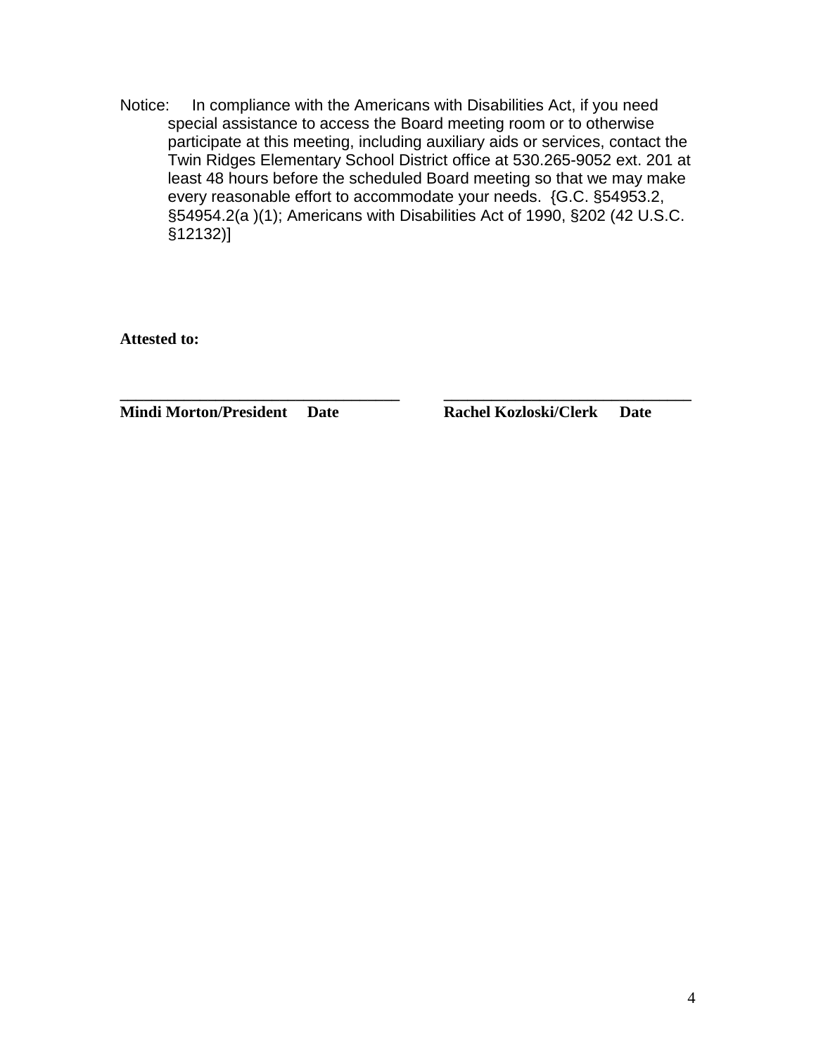Notice: In compliance with the Americans with Disabilities Act, if you need special assistance to access the Board meeting room or to otherwise participate at this meeting, including auxiliary aids or services, contact the Twin Ridges Elementary School District office at 530.265-9052 ext. 201 at least 48 hours before the scheduled Board meeting so that we may make every reasonable effort to accommodate your needs. {G.C. §54953.2, §54954.2(a )(1); Americans with Disabilities Act of 1990, §202 (42 U.S.C. §12132)]

**Attested to:**

| | |
|---|---|
| ______________________________ | ______________________________ |
| **Mindi Morton/President Date** | **Rachel Kozloski/Clerk Date** |